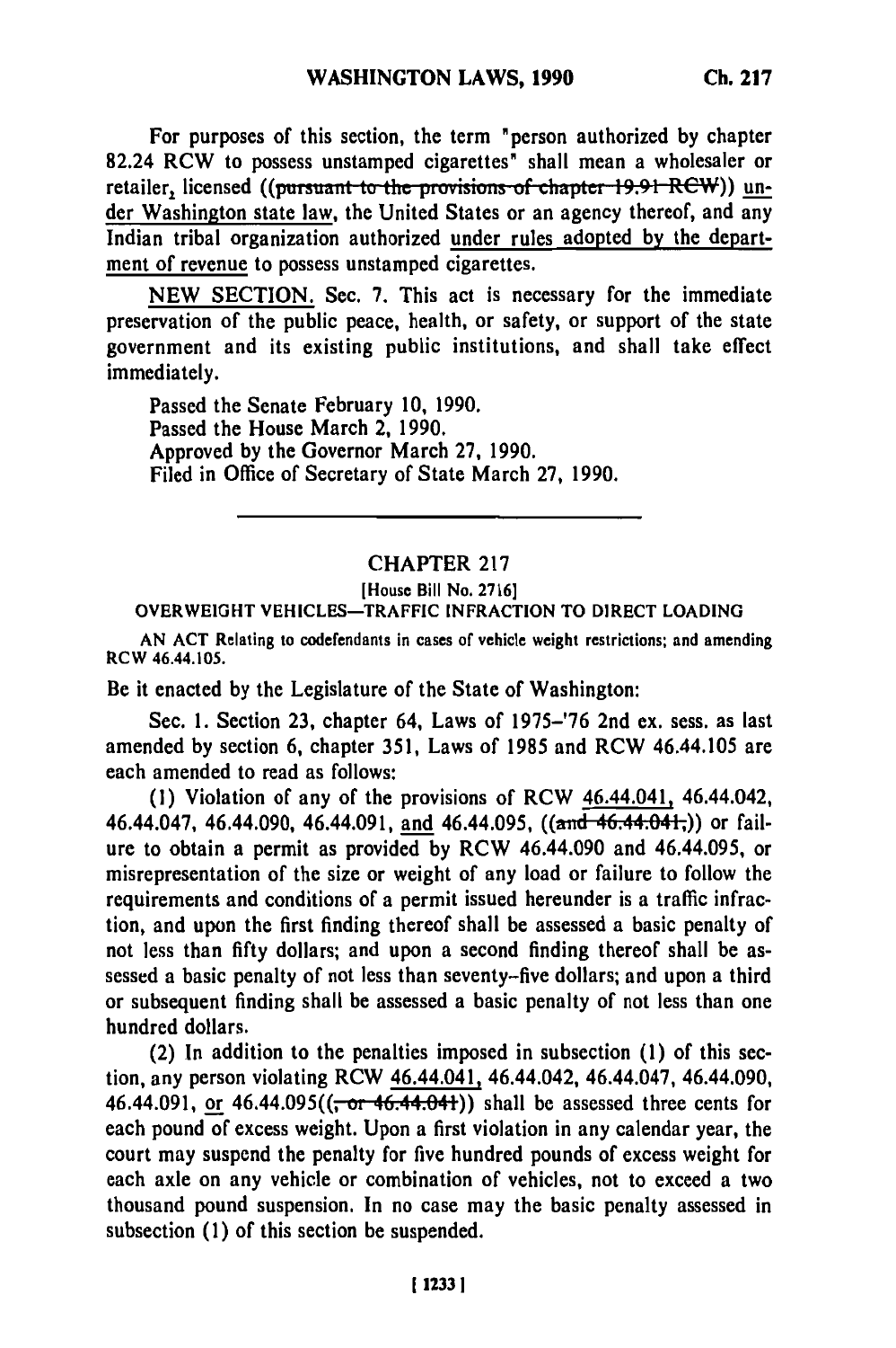For purposes of this section, the term "person authorized by chapter 82.24 RCW to possess unstamped cigarettes" shall mean a wholesaler or retailer, licensed ((~~pursuant to the provisions of chapter 19.91 RCW~~)) under Washington state law, the United States or an agency thereof, and any Indian tribal organization authorized under rules adopted by the department of revenue to possess unstamped cigarettes.

NEW SECTION. Sec. 7. This act is necessary for the immediate preservation of the public peace, health, or safety, or support of the state government and its existing public institutions, and shall take effect immediately.

Passed the Senate February 10, 1990.
Passed the House March 2, 1990.
Approved by the Governor March 27, 1990.
Filed in Office of Secretary of State March 27, 1990.

---

## CHAPTER 217

[House Bill No. 2716]

### OVERWEIGHT VEHICLES—TRAFFIC INFRACTION TO DIRECT LOADING

AN ACT Relating to codefendants in cases of vehicle weight restrictions; and amending RCW 46.44.105.

Be it enacted by the Legislature of the State of Washington:

Sec. 1. Section 23, chapter 64, Laws of 1975–'76 2nd ex. sess. as last amended by section 6, chapter 351, Laws of 1985 and RCW 46.44.105 are each amended to read as follows:

(1) Violation of any of the provisions of RCW 46.44.041, 46.44.042, 46.44.047, 46.44.090, 46.44.091, and 46.44.095, ((~~and 46.44.041,~~)) or failure to obtain a permit as provided by RCW 46.44.090 and 46.44.095, or misrepresentation of the size or weight of any load or failure to follow the requirements and conditions of a permit issued hereunder is a traffic infraction, and upon the first finding thereof shall be assessed a basic penalty of not less than fifty dollars; and upon a second finding thereof shall be assessed a basic penalty of not less than seventy-five dollars; and upon a third or subsequent finding shall be assessed a basic penalty of not less than one hundred dollars.

(2) In addition to the penalties imposed in subsection (1) of this section, any person violating RCW 46.44.041, 46.44.042, 46.44.047, 46.44.090, 46.44.091, or 46.44.095((~~, or 46.44.041~~)) shall be assessed three cents for each pound of excess weight. Upon a first violation in any calendar year, the court may suspend the penalty for five hundred pounds of excess weight for each axle on any vehicle or combination of vehicles, not to exceed a two thousand pound suspension. In no case may the basic penalty assessed in subsection (1) of this section be suspended.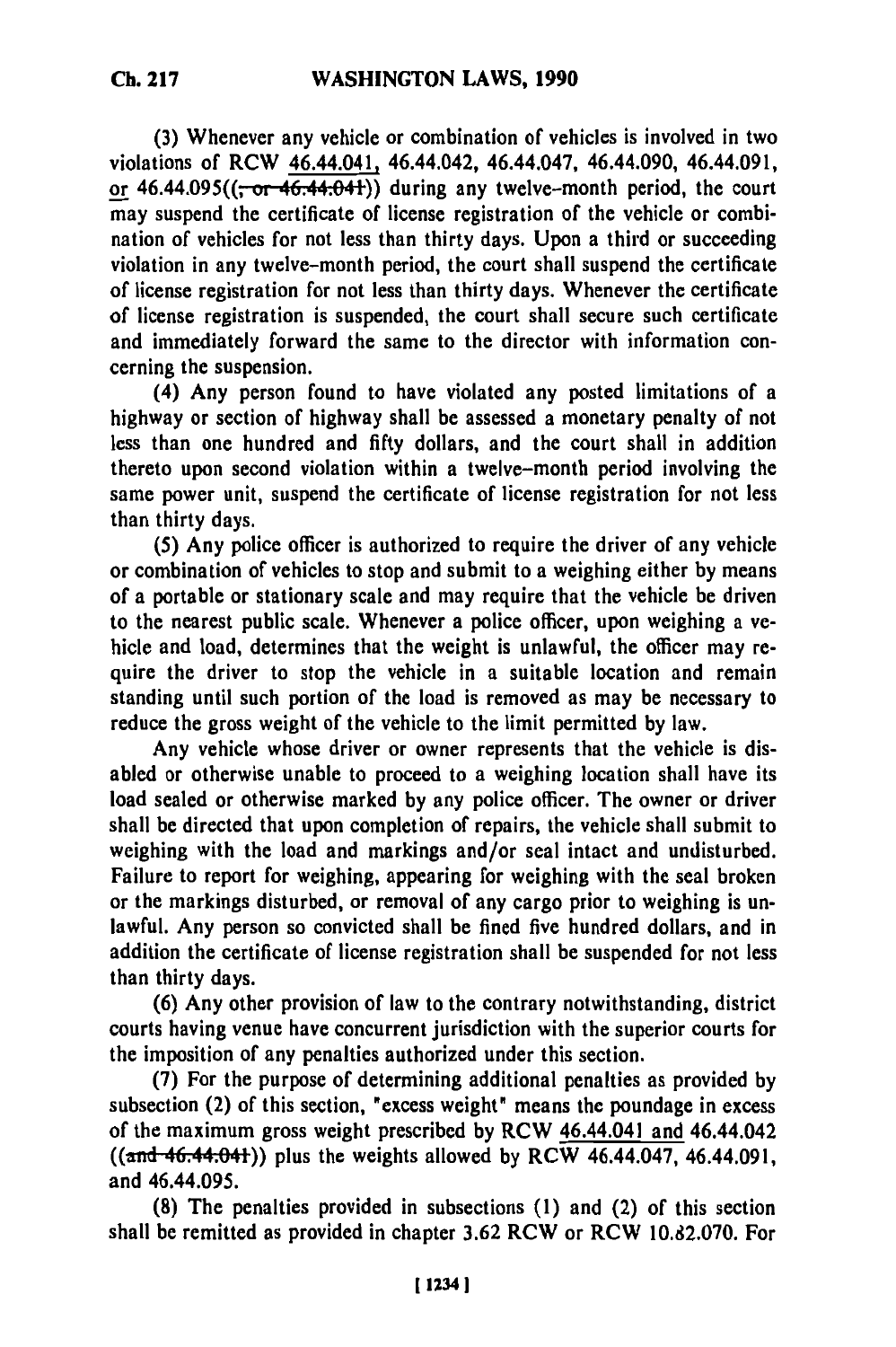(3) Whenever any vehicle or combination of vehicles is involved in two violations of RCW 46.44.041, 46.44.042, 46.44.047, 46.44.090, 46.44.091, or 46.44.095((, or 46.44.041)) during any twelve-month period, the court may suspend the certificate of license registration of the vehicle or combination of vehicles for not less than thirty days. Upon a third or succeeding violation in any twelve-month period, the court shall suspend the certificate of license registration for not less than thirty days. Whenever the certificate of license registration is suspended, the court shall secure such certificate and immediately forward the same to the director with information concerning the suspension.

(4) Any person found to have violated any posted limitations of a highway or section of highway shall be assessed a monetary penalty of not less than one hundred and fifty dollars, and the court shall in addition thereto upon second violation within a twelve-month period involving the same power unit, suspend the certificate of license registration for not less than thirty days.

(5) Any police officer is authorized to require the driver of any vehicle or combination of vehicles to stop and submit to a weighing either by means of a portable or stationary scale and may require that the vehicle be driven to the nearest public scale. Whenever a police officer, upon weighing a vehicle and load, determines that the weight is unlawful, the officer may require the driver to stop the vehicle in a suitable location and remain standing until such portion of the load is removed as may be necessary to reduce the gross weight of the vehicle to the limit permitted by law.

Any vehicle whose driver or owner represents that the vehicle is disabled or otherwise unable to proceed to a weighing location shall have its load sealed or otherwise marked by any police officer. The owner or driver shall be directed that upon completion of repairs, the vehicle shall submit to weighing with the load and markings and/or seal intact and undisturbed. Failure to report for weighing, appearing for weighing with the seal broken or the markings disturbed, or removal of any cargo prior to weighing is unlawful. Any person so convicted shall be fined five hundred dollars, and in addition the certificate of license registration shall be suspended for not less than thirty days.

(6) Any other provision of law to the contrary notwithstanding, district courts having venue have concurrent jurisdiction with the superior courts for the imposition of any penalties authorized under this section.

(7) For the purpose of determining additional penalties as provided by subsection (2) of this section, "excess weight" means the poundage in excess of the maximum gross weight prescribed by RCW 46.44.041 and 46.44.042 ((and 46.44.041)) plus the weights allowed by RCW 46.44.047, 46.44.091, and 46.44.095.

(8) The penalties provided in subsections (1) and (2) of this section shall be remitted as provided in chapter 3.62 RCW or RCW 10.82.070. For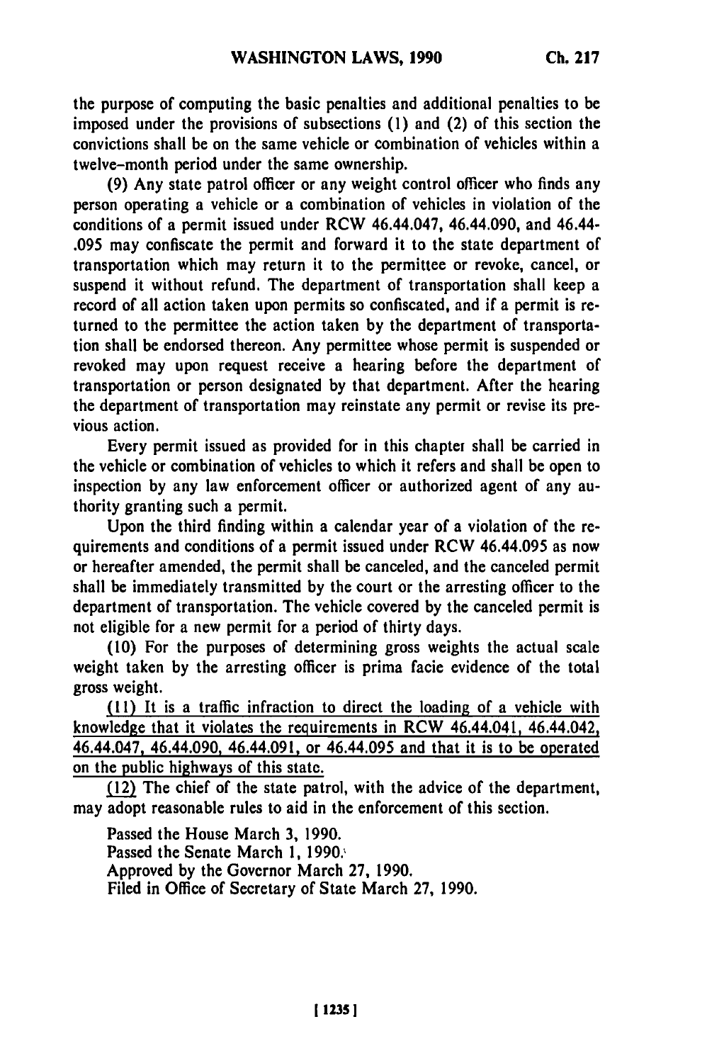the purpose of computing the basic penalties and additional penalties to be imposed under the provisions of subsections (1) and (2) of this section the convictions shall be on the same vehicle or combination of vehicles within a twelve-month period under the same ownership.

(9) Any state patrol officer or any weight control officer who finds any person operating a vehicle or a combination of vehicles in violation of the conditions of a permit issued under RCW 46.44.047, 46.44.090, and 46.44-.095 may confiscate the permit and forward it to the state department of transportation which may return it to the permittee or revoke, cancel, or suspend it without refund. The department of transportation shall keep a record of all action taken upon permits so confiscated, and if a permit is returned to the permittee the action taken by the department of transportation shall be endorsed thereon. Any permittee whose permit is suspended or revoked may upon request receive a hearing before the department of transportation or person designated by that department. After the hearing the department of transportation may reinstate any permit or revise its previous action.

Every permit issued as provided for in this chapter shall be carried in the vehicle or combination of vehicles to which it refers and shall be open to inspection by any law enforcement officer or authorized agent of any authority granting such a permit.

Upon the third finding within a calendar year of a violation of the requirements and conditions of a permit issued under RCW 46.44.095 as now or hereafter amended, the permit shall be canceled, and the canceled permit shall be immediately transmitted by the court or the arresting officer to the department of transportation. The vehicle covered by the canceled permit is not eligible for a new permit for a period of thirty days.

(10) For the purposes of determining gross weights the actual scale weight taken by the arresting officer is prima facie evidence of the total gross weight.

<u>(11) It is a traffic infraction to direct the loading of a vehicle with knowledge that it violates the requirements in RCW 46.44.041, 46.44.042, 46.44.047, 46.44.090, 46.44.091, or 46.44.095 and that it is to be operated on the public highways of this state.</u>

<u>(12)</u> The chief of the state patrol, with the advice of the department, may adopt reasonable rules to aid in the enforcement of this section.

Passed the House March 3, 1990.
Passed the Senate March 1, 1990.
Approved by the Governor March 27, 1990.
Filed in Office of Secretary of State March 27, 1990.